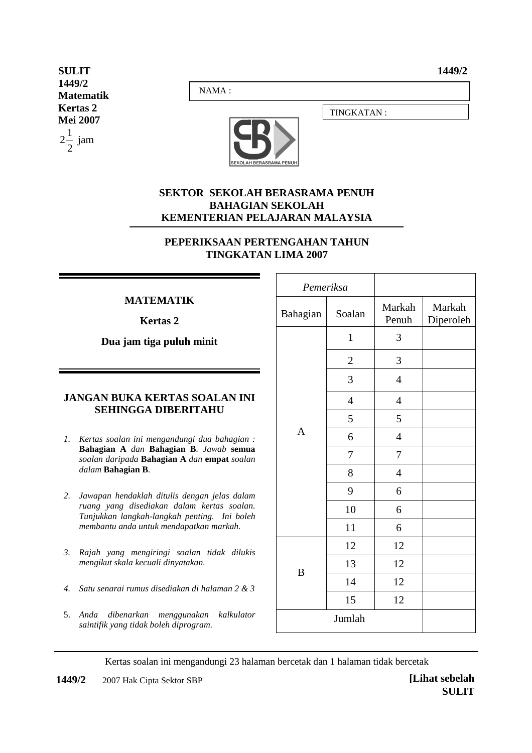**SULIT** **1449/2**

**1449/2**
**Matematik**
**Kertas 2**
**Mei 2007**
$2\frac{1}{2}$ jam

NAMA :

TINGKATAN :

SEKOLAH BERASRAMA PENUH

**SEKTOR SEKOLAH BERASRAMA PENUH**
**BAHAGIAN SEKOLAH**
**KEMENTERIAN PELAJARAN MALAYSIA**

**PEPERIKSAAN PERTENGAHAN TAHUN**
**TINGKATAN LIMA 2007**

**MATEMATIK**

**Kertas 2**

**Dua jam tiga puluh minit**

**JANGAN BUKA KERTAS SOALAN INI SEHINGGA DIBERITAHU**

1. *Kertas soalan ini mengandungi dua bahagian :* **Bahagian A** *dan* **Bahagian B**. *Jawab* **semua** *soalan daripada* **Bahagian A** *dan* **empat** *soalan dalam* **Bahagian B**.

2. *Jawapan hendaklah ditulis dengan jelas dalam ruang yang disediakan dalam kertas soalan. Tunjukkan langkah-langkah penting. Ini boleh membantu anda untuk mendapatkan markah.*

3. *Rajah yang mengiringi soalan tidak dilukis mengikut skala kecuali dinyatakan.*

4. *Satu senarai rumus disediakan di halaman 2 & 3*

5. *Anda dibenarkan menggunakan kalkulator saintifik yang tidak boleh diprogram.*

| *Pemeriksa* | | | |
|---|---|---|---|
| Bahagian | Soalan | Markah Penuh | Markah Diperoleh |
| A | 1 | 3 | |
| | 2 | 3 | |
| | 3 | 4 | |
| | 4 | 4 | |
| | 5 | 5 | |
| | 6 | 4 | |
| | 7 | 7 | |
| | 8 | 4 | |
| | 9 | 6 | |
| | 10 | 6 | |
| | 11 | 6 | |
| B | 12 | 12 | |
| | 13 | 12 | |
| | 14 | 12 | |
| | 15 | 12 | |
| Jumlah | | | |

Kertas soalan ini mengandungi 23 halaman bercetak dan 1 halaman tidak bercetak

**1449/2** 2007 Hak Cipta Sektor SBP **[Lihat sebelah**
**SULIT**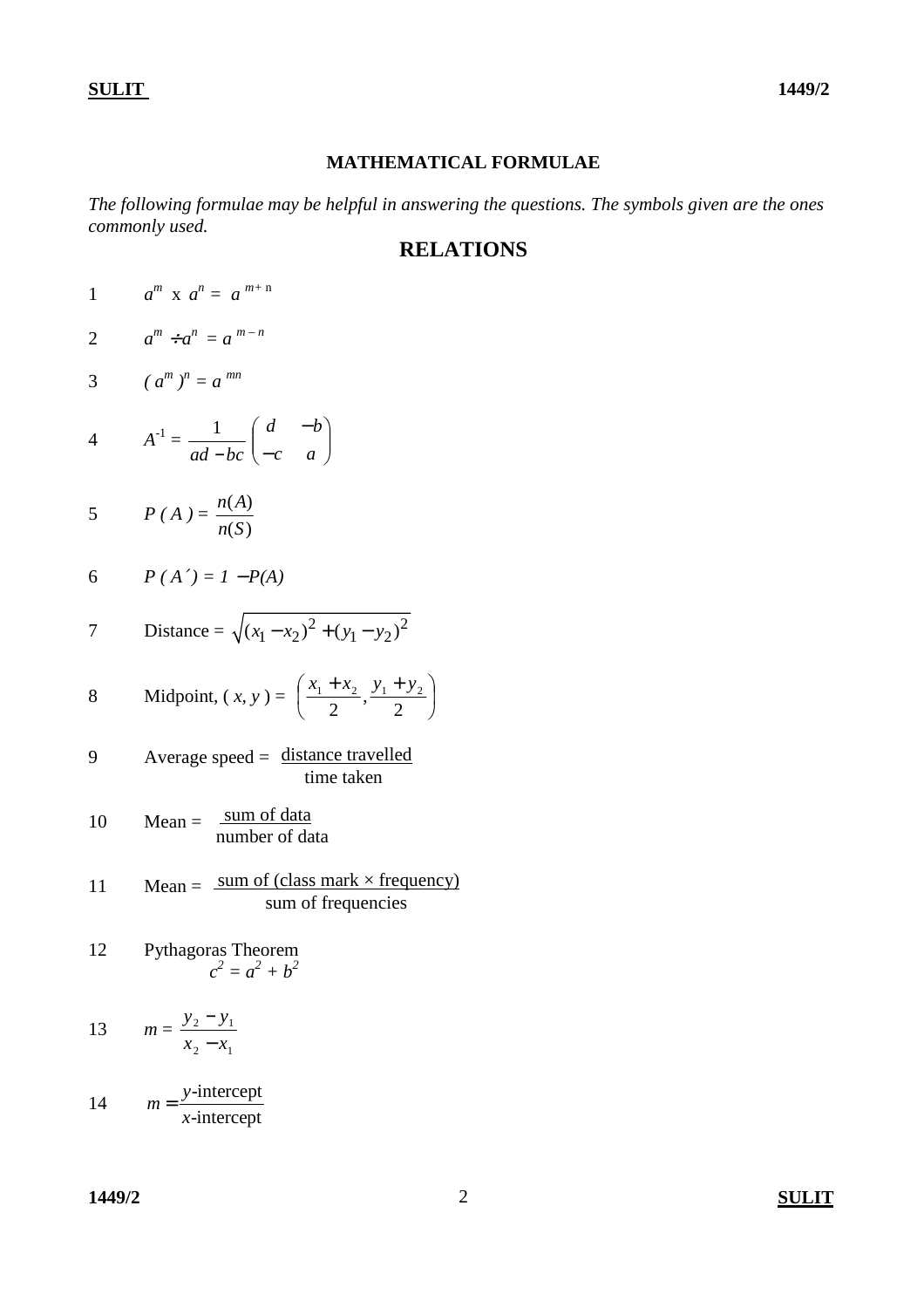## MATHEMATICAL FORMULAE

*The following formulae may be helpful in answering the questions. The symbols given are the ones commonly used.*

## RELATIONS

1. $a^m \times a^n = a^{m+n}$

2. $a^m \div a^n = a^{m-n}$

3. $(a^m)^n = a^{mn}$

4. $A^{-1} = \dfrac{1}{ad - bc}\begin{pmatrix} d & -b \\ -c & a \end{pmatrix}$

5. $P(A) = \dfrac{n(A)}{n(S)}$

6. $P(A') = 1 - P(A)$

7. Distance $= \sqrt{(x_1 - x_2)^2 + (y_1 - y_2)^2}$

8. Midpoint, $(x, y) = \left(\dfrac{x_1 + x_2}{2}, \dfrac{y_1 + y_2}{2}\right)$

9. Average speed $= \dfrac{\text{distance travelled}}{\text{time taken}}$

10. Mean $= \dfrac{\text{sum of data}}{\text{number of data}}$

11. Mean $= \dfrac{\text{sum of (class mark} \times \text{frequency)}}{\text{sum of frequencies}}$

12. Pythagoras Theorem  
    $c^2 = a^2 + b^2$

13. $m = \dfrac{y_2 - y_1}{x_2 - x_1}$

14. $m = -\dfrac{y\text{-intercept}}{x\text{-intercept}}$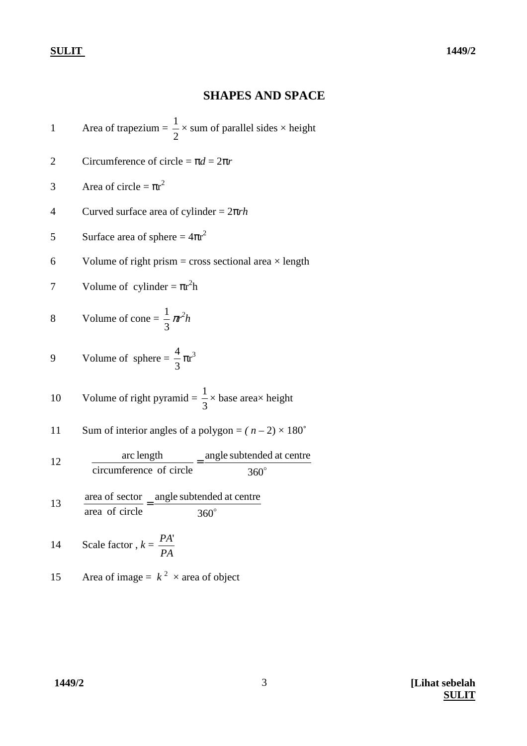## SHAPES AND SPACE

1. Area of trapezium = $\frac{1}{2}$ × sum of parallel sides × height

2. Circumference of circle = $\pi d = 2\pi r$

3. Area of circle = $\pi r^2$

4. Curved surface area of cylinder = $2\pi rh$

5. Surface area of sphere = $4\pi r^2$

6. Volume of right prism = cross sectional area × length

7. Volume of cylinder = $\pi r^2 h$

8. Volume of cone = $\frac{1}{3}\pi r^2 h$

9. Volume of sphere = $\frac{4}{3}\pi r^3$

10. Volume of right pyramid = $\frac{1}{3}$ × base area× height

11. Sum of interior angles of a polygon = $(n - 2) \times 180^\circ$

12. $\dfrac{\text{arc length}}{\text{circumference of circle}} = \dfrac{\text{angle subtended at centre}}{360^\circ}$

13. $\dfrac{\text{area of sector}}{\text{area of circle}} = \dfrac{\text{angle subtended at centre}}{360^\circ}$

14. Scale factor , $k = \dfrac{PA'}{PA}$

15. Area of image = $k^2$ × area of object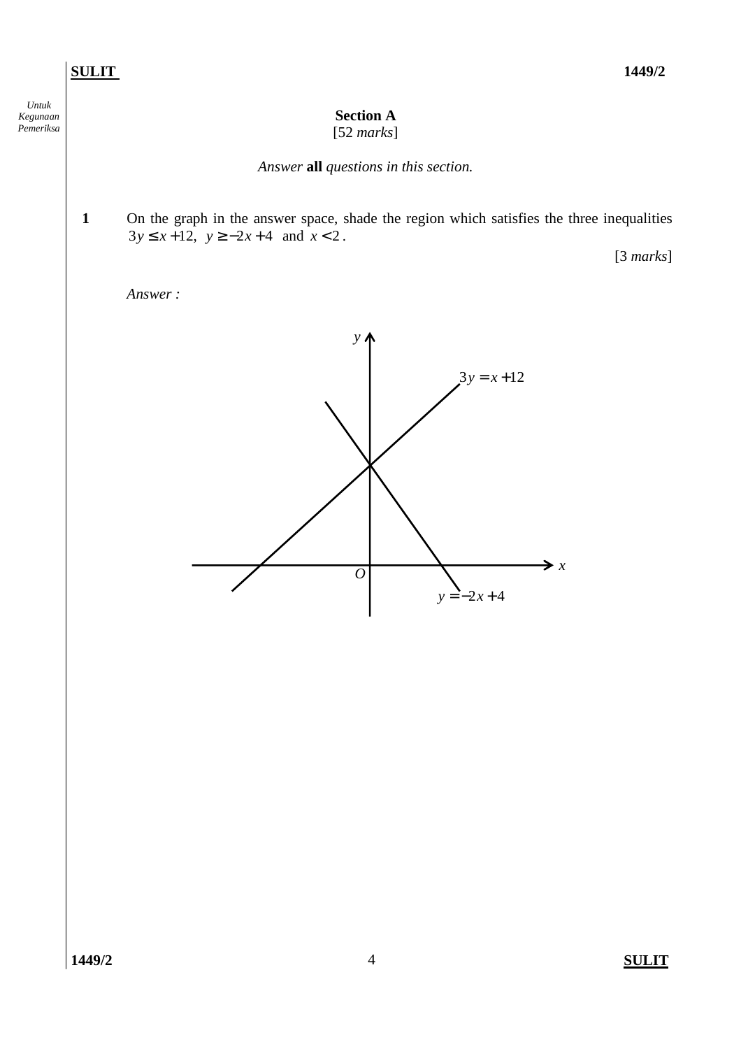## Section A

[52 *marks*]

*Answer* **all** *questions in this section.*

**1** On the graph in the answer space, shade the region which satisfies the three inequalities $3y \leq x + 12$, $y \geq -2x + 4$ and $x < 2$.

[3 *marks*]

*Answer :*

$3y = x + 12$

$y = -2x + 4$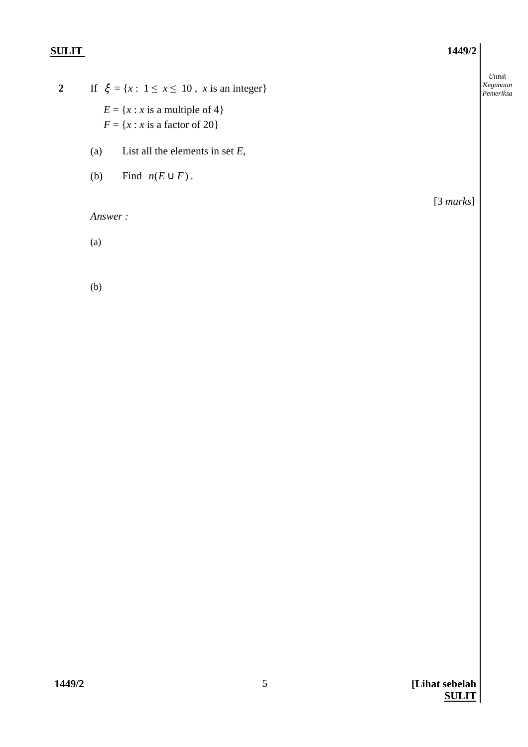**2** If $\xi = \{x : 1 \leq x \leq 10, \ x \text{ is an integer}\}$

$E = \{x : x \text{ is a multiple of } 4\}$
$F = \{x : x \text{ is a factor of } 20\}$

(a) List all the elements in set $E$,

(b) Find $n(E \cup F)$.

[3 *marks*]

*Answer :*

(a)

(b)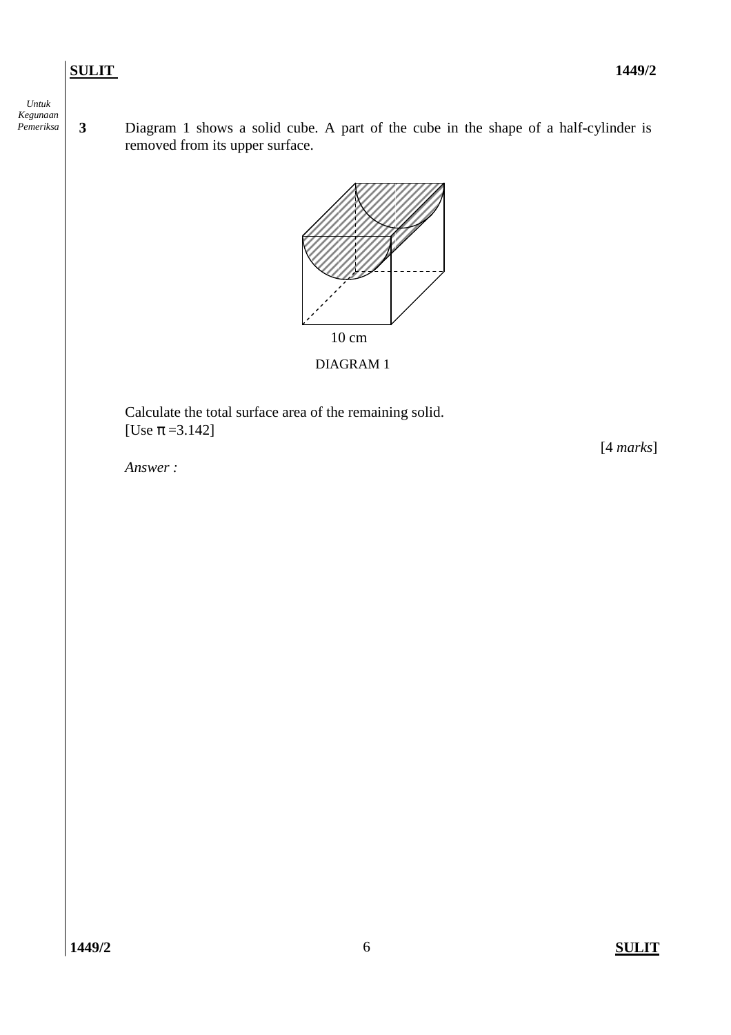**3** Diagram 1 shows a solid cube. A part of the cube in the shape of a half-cylinder is removed from its upper surface.

10 cm

DIAGRAM 1

Calculate the total surface area of the remaining solid.
[Use $\pi = 3.142$]

[4 *marks*]

*Answer :*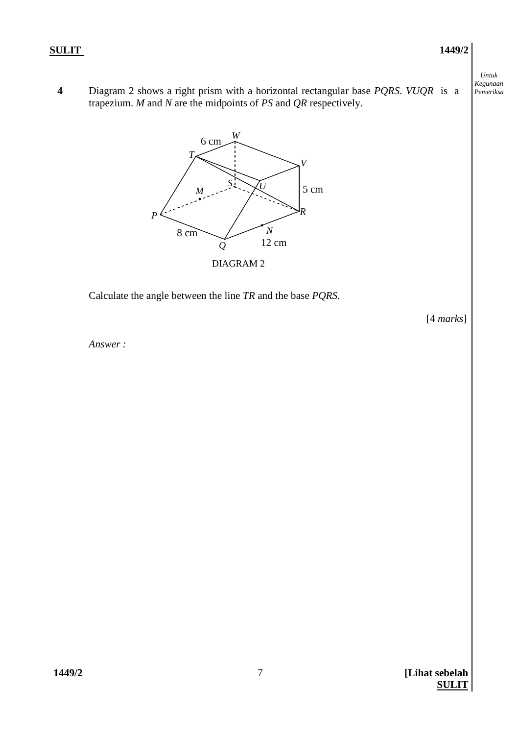**4** Diagram 2 shows a right prism with a horizontal rectangular base *PQRS*. *VUQR* is a trapezium. *M* and *N* are the midpoints of *PS* and *QR* respectively.

DIAGRAM 2

Calculate the angle between the line *TR* and the base *PQRS.*

[4 *marks*]

*Answer :*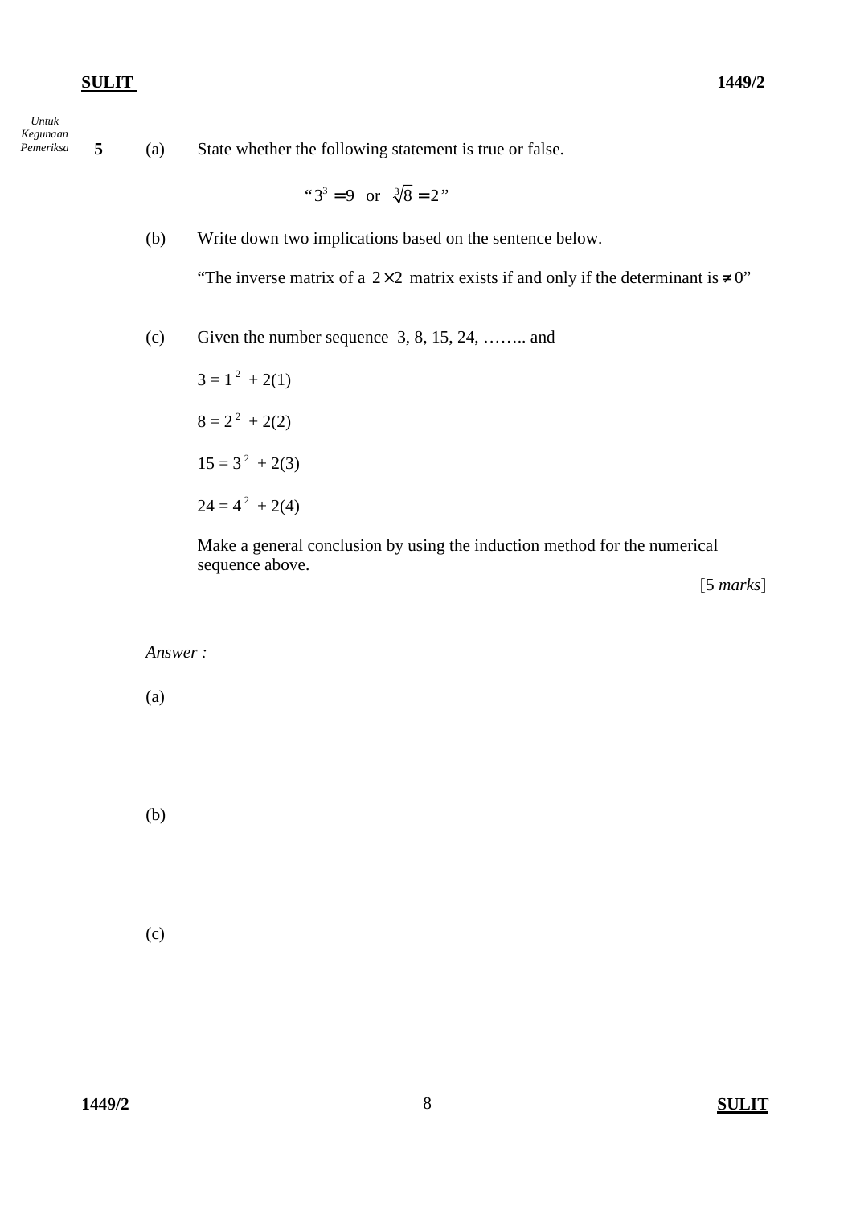*Untuk Kegunaan Pemeriksa*

**5** (a) State whether the following statement is true or false.

$$\text{“}3^3 = 9 \text{ or } \sqrt[3]{8} = 2\text{”}$$

(b) Write down two implications based on the sentence below.

"The inverse matrix of a $2 \times 2$ matrix exists if and only if the determinant is $\neq 0$"

(c) Given the number sequence 3, 8, 15, 24, …….. and

$3 = 1^2 + 2(1)$

$8 = 2^2 + 2(2)$

$15 = 3^2 + 2(3)$

$24 = 4^2 + 2(4)$

Make a general conclusion by using the induction method for the numerical sequence above.

[5 *marks*]

*Answer :*

(a)

(b)

(c)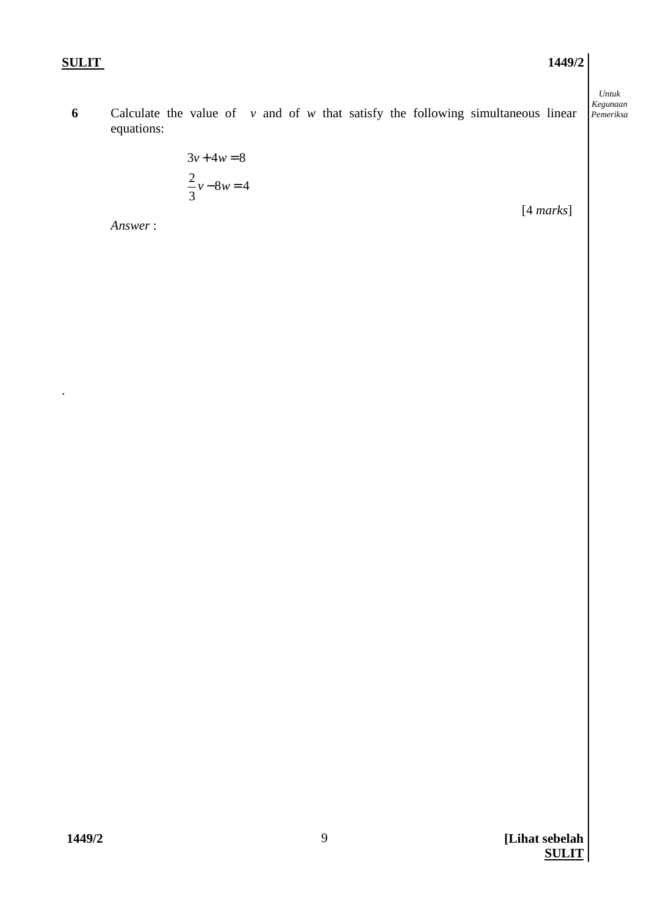**6** Calculate the value of $v$ and of $w$ that satisfy the following simultaneous linear equations:

$$3v + 4w = 8$$

$$\frac{2}{3}v - 8w = 4$$

[4 *marks*]

*Answer* :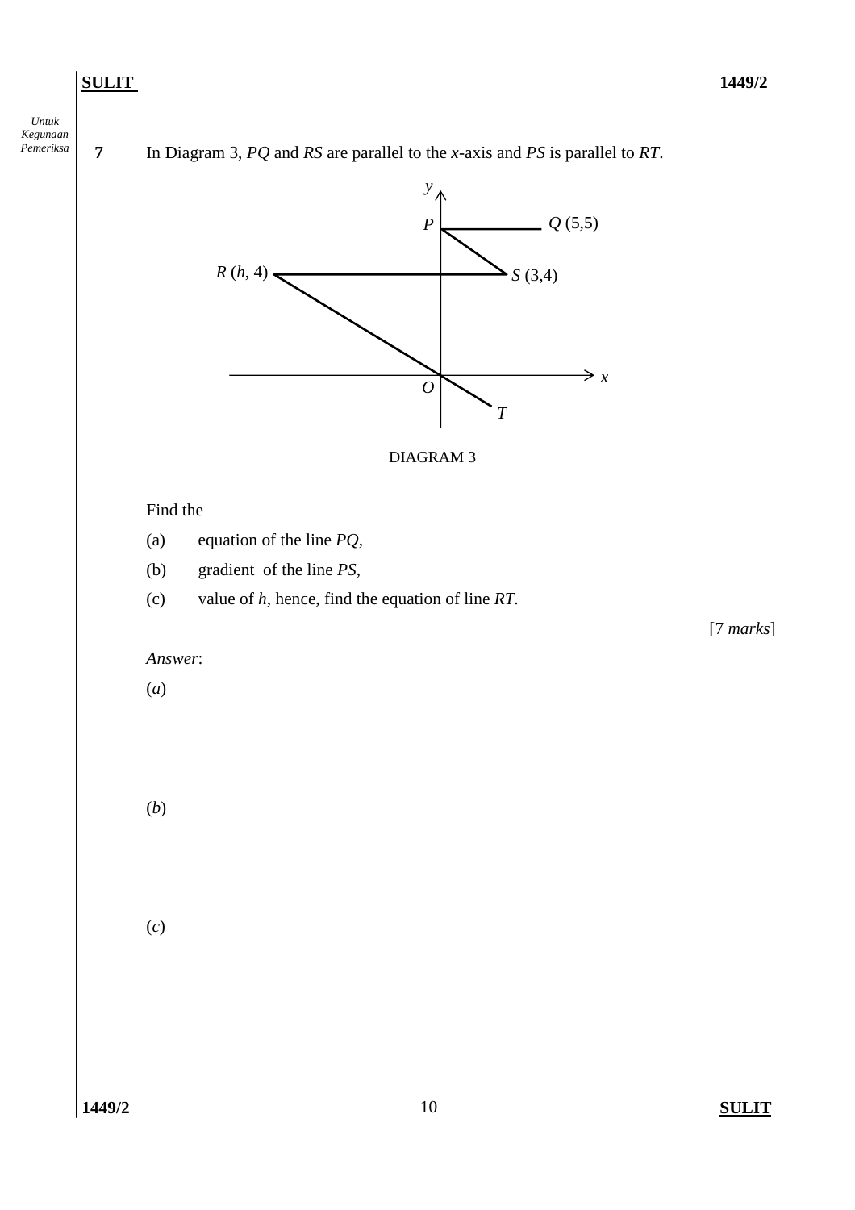Untuk Kegunaan Pemeriksa

**7** In Diagram 3, $PQ$ and $RS$ are parallel to the $x$-axis and $PS$ is parallel to $RT$.

DIAGRAM 3

Find the

(a) equation of the line $PQ$,

(b) gradient of the line $PS$,

(c) value of $h$, hence, find the equation of line $RT$.

[7 *marks*]

*Answer*:

(*a*)

(*b*)

(*c*)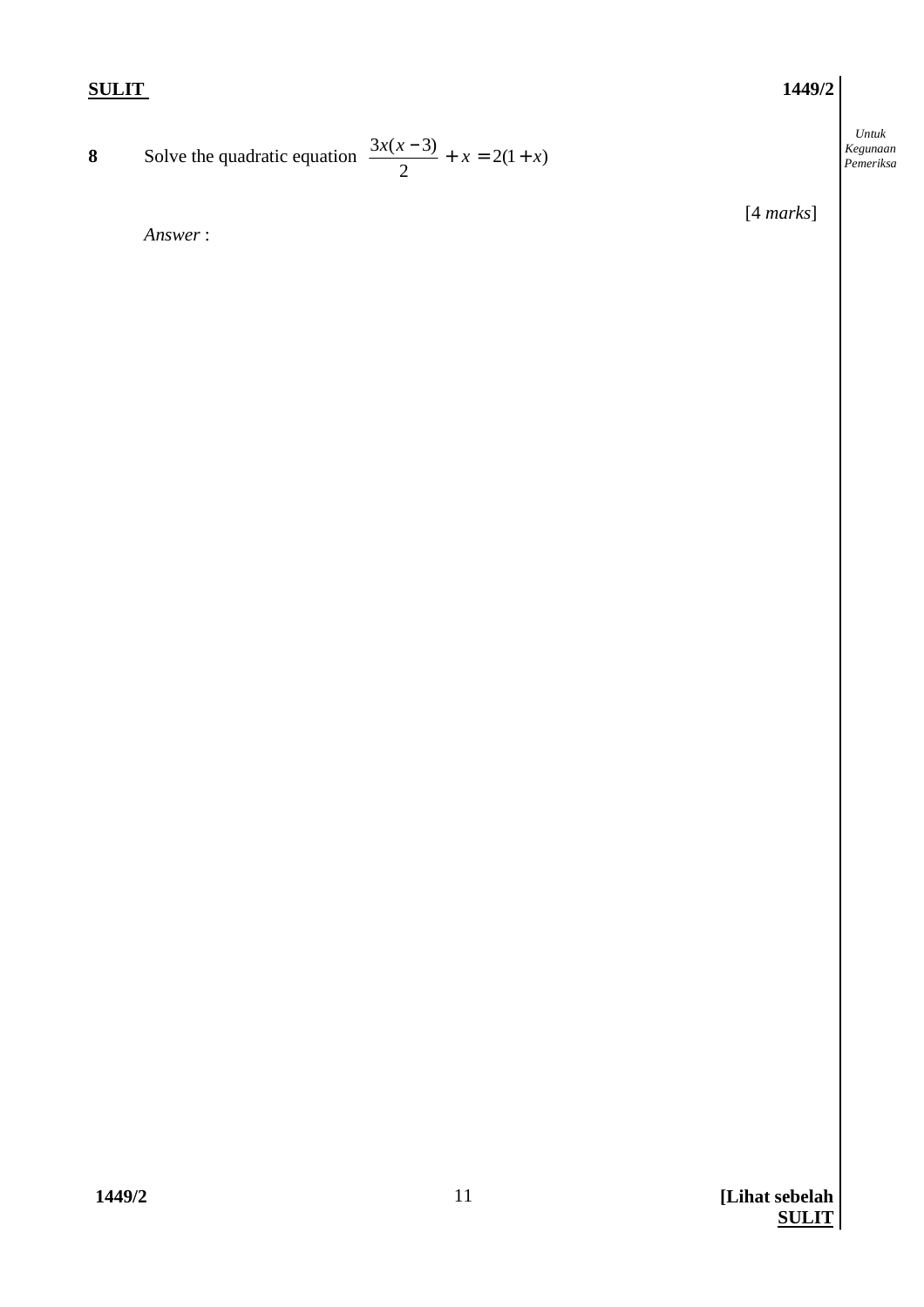**8** Solve the quadratic equation $\dfrac{3x(x-3)}{2} + x = 2(1+x)$

[4 *marks*]

*Answer* :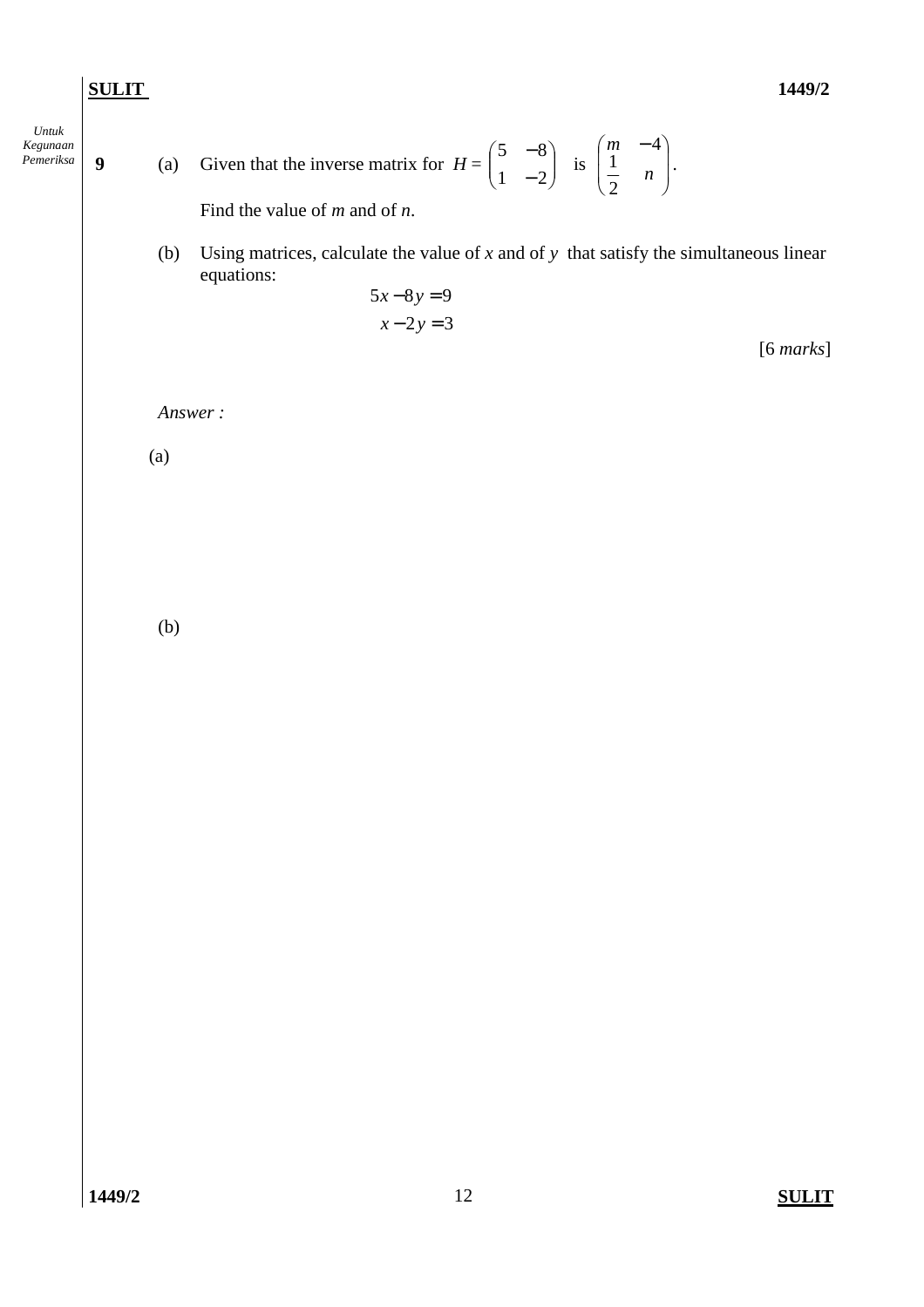*Untuk Kegunaan Pemeriksa*

**9** (a) Given that the inverse matrix for $H = \begin{pmatrix} 5 & -8 \\ 1 & -2 \end{pmatrix}$ is $\begin{pmatrix} m & -4 \\ \frac{1}{2} & n \end{pmatrix}$.

Find the value of $m$ and of $n$.

(b) Using matrices, calculate the value of $x$ and of $y$ that satisfy the simultaneous linear equations:

$$5x - 8y = 9$$
$$x - 2y = 3$$

[6 *marks*]

*Answer :*

(a)

(b)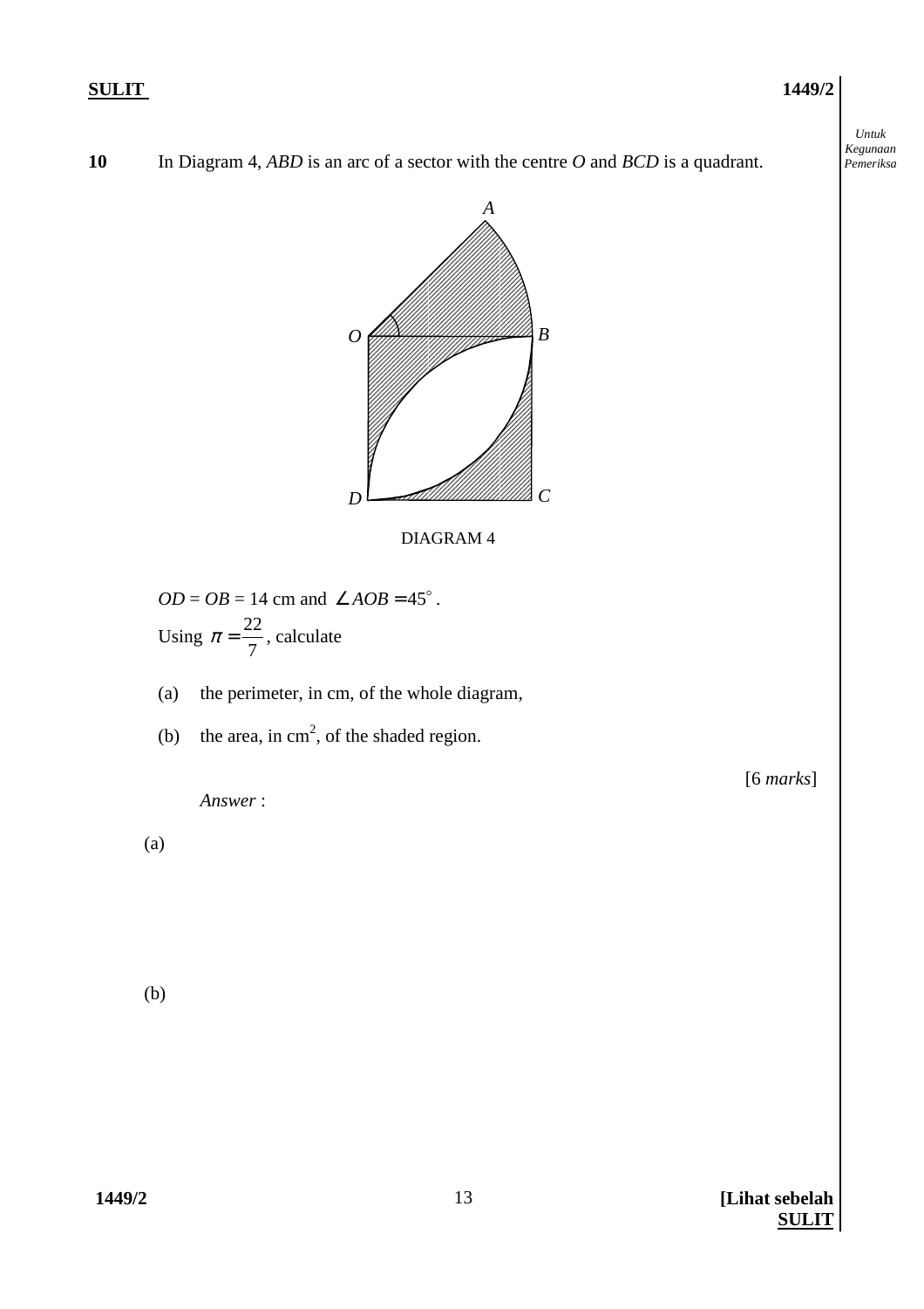**10** In Diagram 4, *ABD* is an arc of a sector with the centre *O* and *BCD* is a quadrant.

DIAGRAM 4

$OD = OB = 14$ cm and $\angle AOB = 45^\circ$.

Using $\pi = \frac{22}{7}$, calculate

(a) the perimeter, in cm, of the whole diagram,

(b) the area, in cm$^2$, of the shaded region.

[6 *marks*]

*Answer* :

(a)

(b)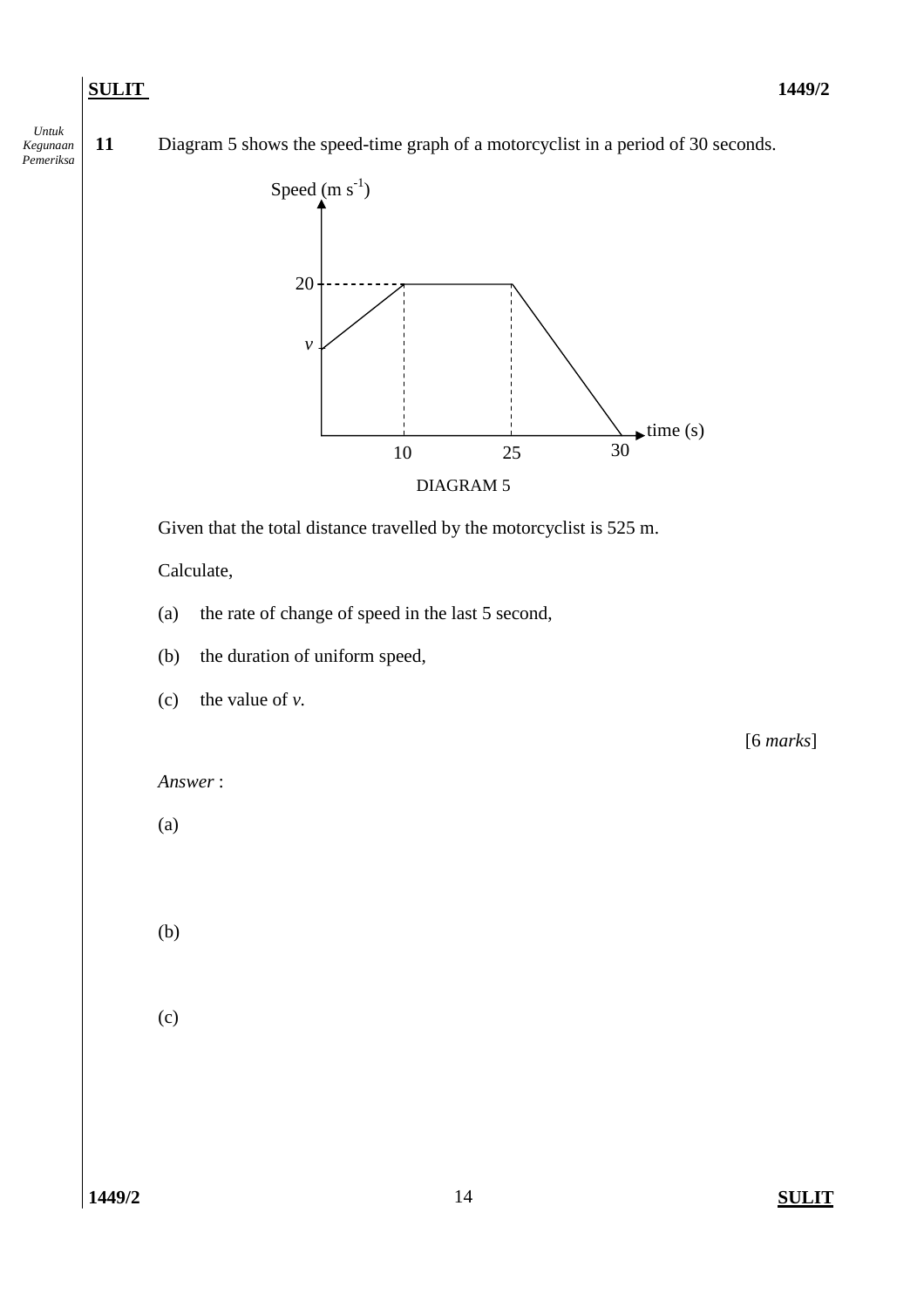**11** Diagram 5 shows the speed-time graph of a motorcyclist in a period of 30 seconds.

DIAGRAM 5

Given that the total distance travelled by the motorcyclist is 525 m.

Calculate,

(a) the rate of change of speed in the last 5 second,

(b) the duration of uniform speed,

(c) the value of *v*.

[6 *marks*]

*Answer* :

(a)

(b)

(c)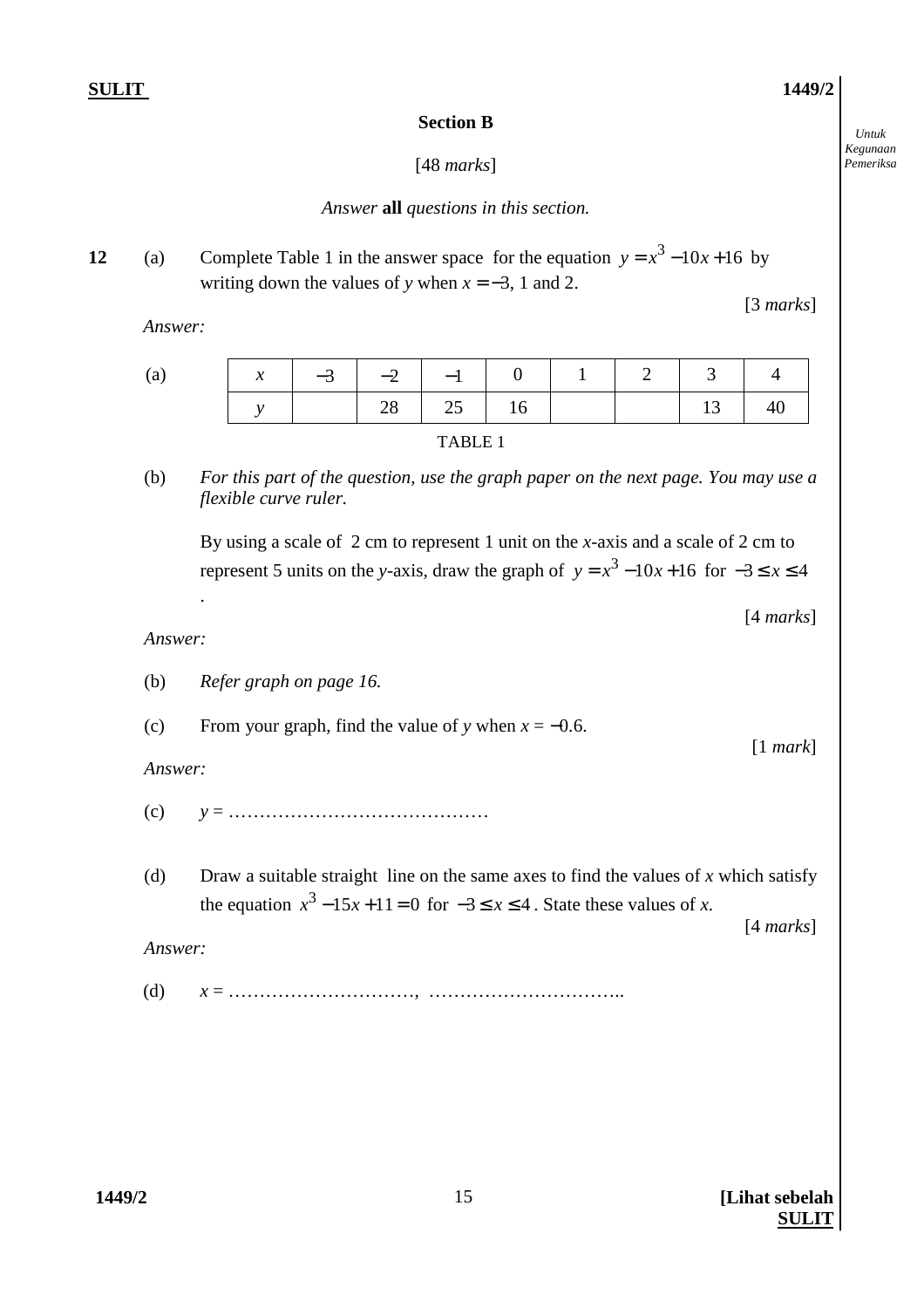## Section B

[48 *marks*]

*Answer* **all** *questions in this section.*

**12** (a) Complete Table 1 in the answer space for the equation $y = x^3 - 10x + 16$ by writing down the values of *y* when $x = -3$, 1 and 2.

[3 *marks*]

*Answer:*

(a)

| $x$ | $-3$ | $-2$ | $-1$ | 0 | 1 | 2 | 3 | 4 |
|---|---|---|---|---|---|---|---|---|
| $y$ | | 28 | 25 | 16 | | | 13 | 40 |

TABLE 1

(b) *For this part of the question, use the graph paper on the next page. You may use a flexible curve ruler.*

By using a scale of 2 cm to represent 1 unit on the *x*-axis and a scale of 2 cm to represent 5 units on the *y*-axis, draw the graph of $y = x^3 - 10x + 16$ for $-3 \leq x \leq 4$ .

[4 *marks*]

*Answer:*

(b) *Refer graph on page 16.*

(c) From your graph, find the value of *y* when $x = -0.6$.

[1 *mark*]

*Answer:*

(c) $y$ = ……………………………………

(d) Draw a suitable straight line on the same axes to find the values of *x* which satisfy the equation $x^3 - 15x + 11 = 0$ for $-3 \leq x \leq 4$ . State these values of *x*.

[4 *marks*]

*Answer:*

(d) $x$ = …………………………, …………………………..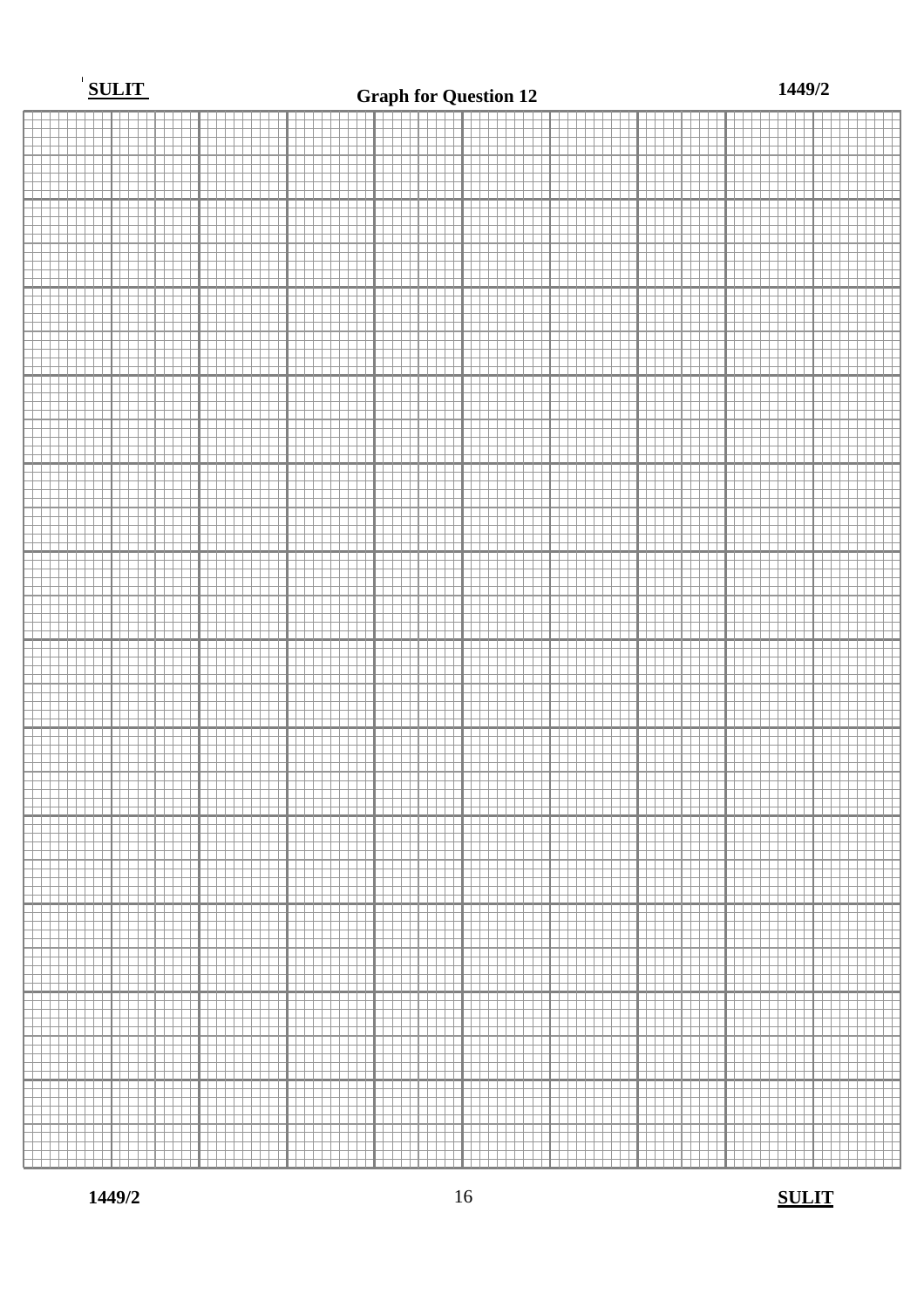**Graph for Question 12**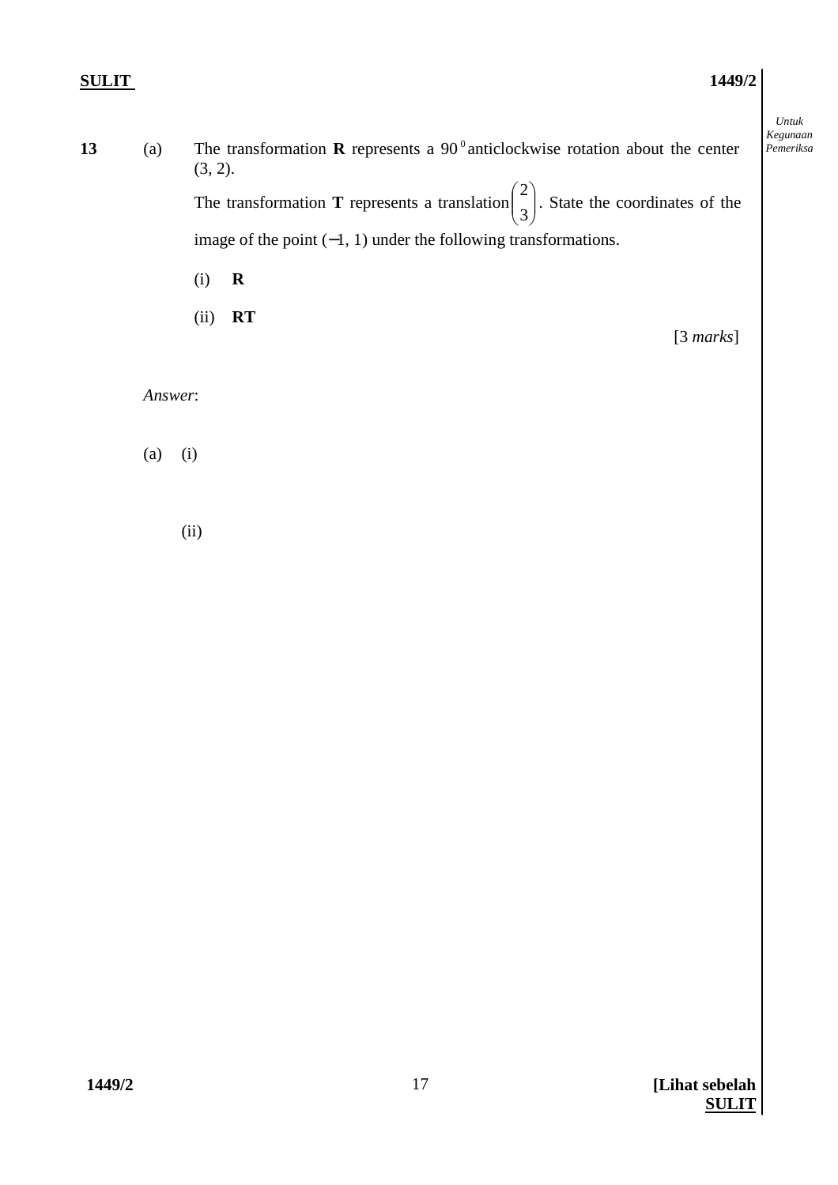**13** (a) The transformation **R** represents a $90^0$ anticlockwise rotation about the center (3, 2).

The transformation **T** represents a translation $\begin{pmatrix} 2 \\ 3 \end{pmatrix}$. State the coordinates of the image of the point ($-1$, 1) under the following transformations.

(i) **R**

(ii) **RT**

[3 *marks*]

*Answer*:

(a) (i)

(ii)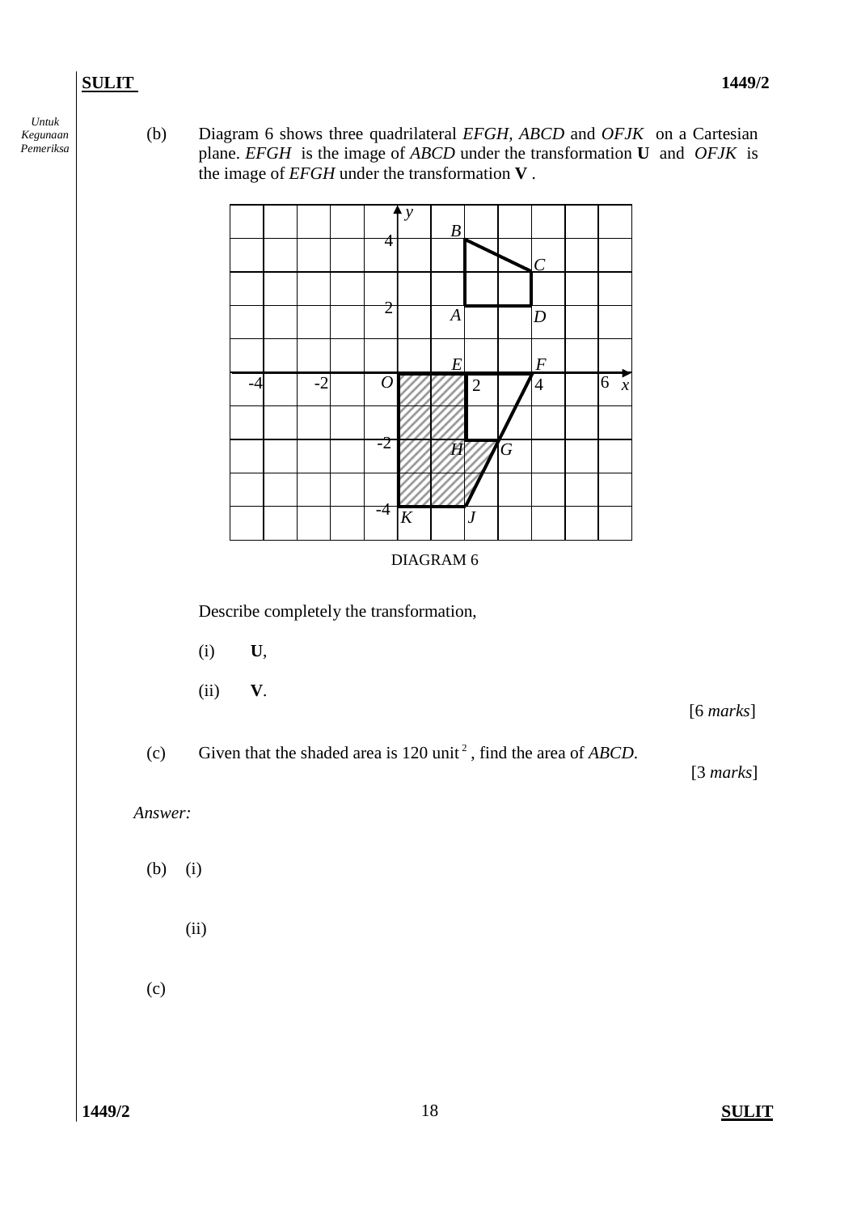(b) Diagram 6 shows three quadrilateral *EFGH*, *ABCD* and *OFJK* on a Cartesian plane. *EFGH* is the image of *ABCD* under the transformation **U** and *OFJK* is the image of *EFGH* under the transformation **V** .

DIAGRAM 6

Describe completely the transformation,

(i) **U**,

(ii) **V**.

[6 *marks*]

(c) Given that the shaded area is 120 unit$^2$ , find the area of *ABCD.*

[3 *marks*]

*Answer:*

(b) (i)

(ii)

(c)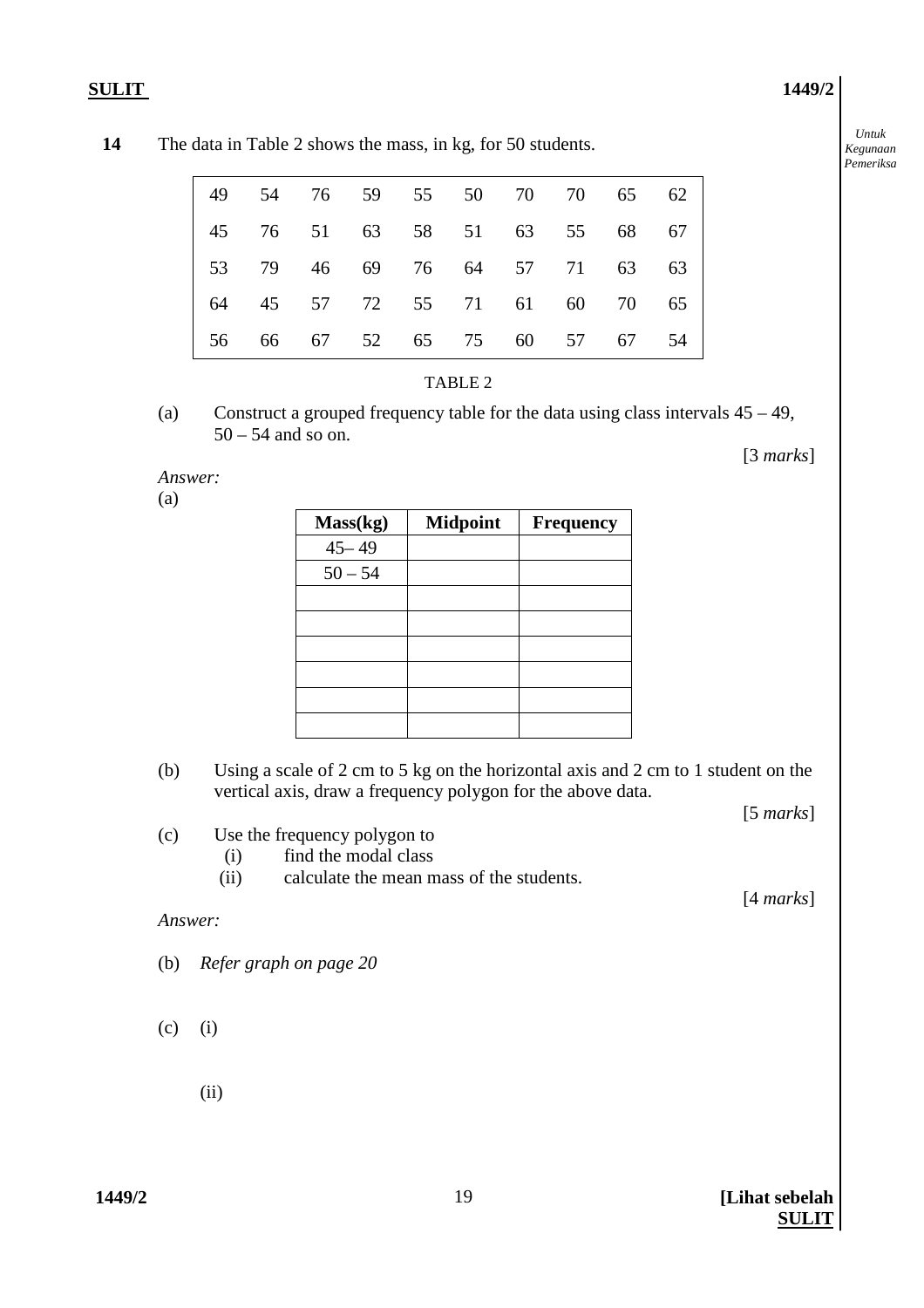**14** The data in Table 2 shows the mass, in kg, for 50 students.

| | | | | | | | | | |
|---|---|---|---|---|---|---|---|---|---|
| 49 | 54 | 76 | 59 | 55 | 50 | 70 | 70 | 65 | 62 |
| 45 | 76 | 51 | 63 | 58 | 51 | 63 | 55 | 68 | 67 |
| 53 | 79 | 46 | 69 | 76 | 64 | 57 | 71 | 63 | 63 |
| 64 | 45 | 57 | 72 | 55 | 71 | 61 | 60 | 70 | 65 |
| 56 | 66 | 67 | 52 | 65 | 75 | 60 | 57 | 67 | 54 |

TABLE 2

(a) Construct a grouped frequency table for the data using class intervals 45 – 49, 50 – 54 and so on.

[3 *marks*]

*Answer:*

(a)

| Mass(kg) | Midpoint | Frequency |
|---|---|---|
| 45– 49 | | |
| 50 – 54 | | |
| | | |
| | | |
| | | |
| | | |
| | | |
| | | |

(b) Using a scale of 2 cm to 5 kg on the horizontal axis and 2 cm to 1 student on the vertical axis, draw a frequency polygon for the above data.

[5 *marks*]

(c) Use the frequency polygon to

(i) find the modal class

(ii) calculate the mean mass of the students.

[4 *marks*]

*Answer:*

(b) *Refer graph on page 20*

(c) (i)

(ii)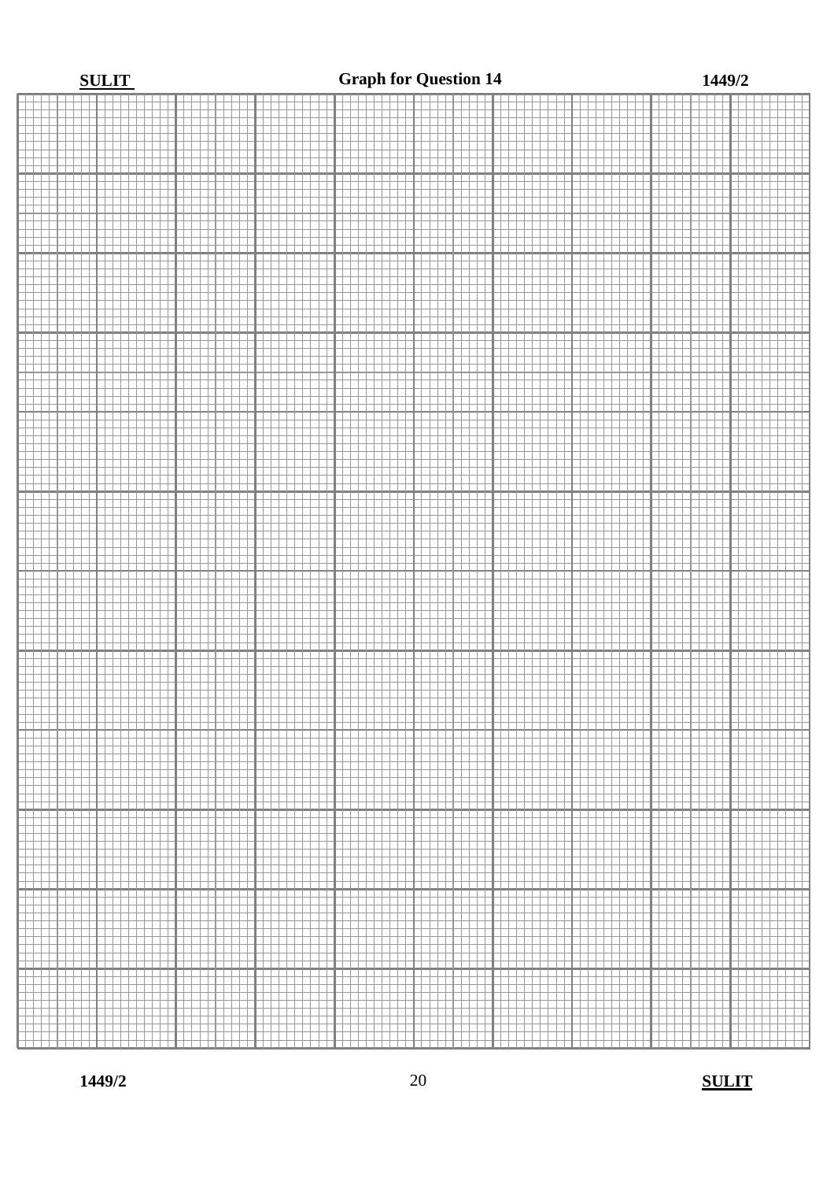**Graph for Question 14**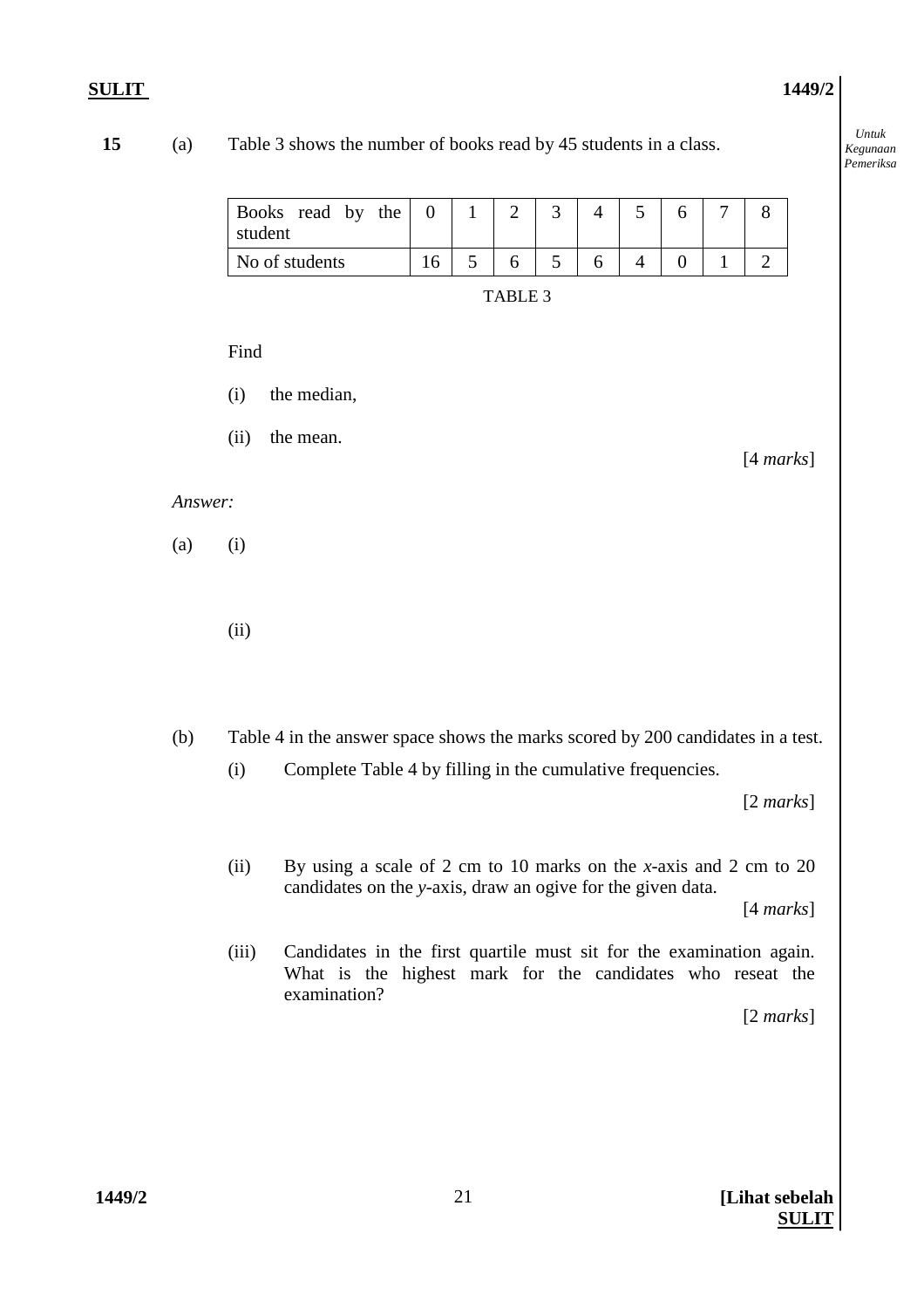**15** (a) Table 3 shows the number of books read by 45 students in a class.

| Books read by the student | 0 | 1 | 2 | 3 | 4 | 5 | 6 | 7 | 8 |
|---|---|---|---|---|---|---|---|---|---|
| No of students | 16 | 5 | 6 | 5 | 6 | 4 | 0 | 1 | 2 |

TABLE 3

Find

(i) the median,

(ii) the mean.

[4 *marks*]

*Answer:*

(a) (i)

(ii)

(b) Table 4 in the answer space shows the marks scored by 200 candidates in a test.

(i) Complete Table 4 by filling in the cumulative frequencies.

[2 *marks*]

(ii) By using a scale of 2 cm to 10 marks on the $x$-axis and 2 cm to 20 candidates on the $y$-axis, draw an ogive for the given data.

[4 *marks*]

(iii) Candidates in the first quartile must sit for the examination again. What is the highest mark for the candidates who reseat the examination?

[2 *marks*]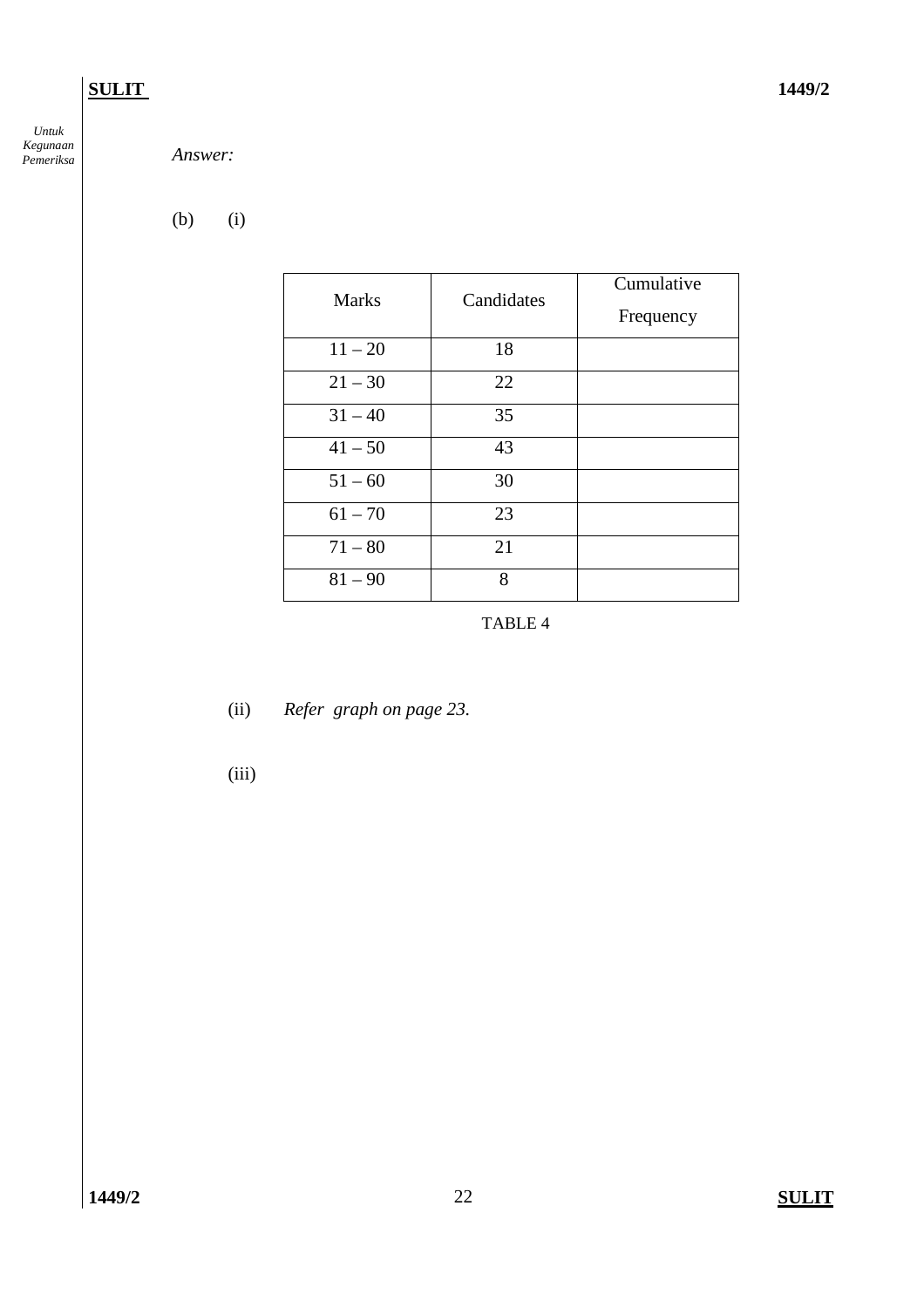*Answer:*

(b) (i)

| Marks | Candidates | Cumulative Frequency |
|---|---|---|
| 11 – 20 | 18 | |
| 21 – 30 | 22 | |
| 31 – 40 | 35 | |
| 41 – 50 | 43 | |
| 51 – 60 | 30 | |
| 61 – 70 | 23 | |
| 71 – 80 | 21 | |
| 81 – 90 | 8 | |

TABLE 4

(ii) *Refer graph on page 23.*

(iii)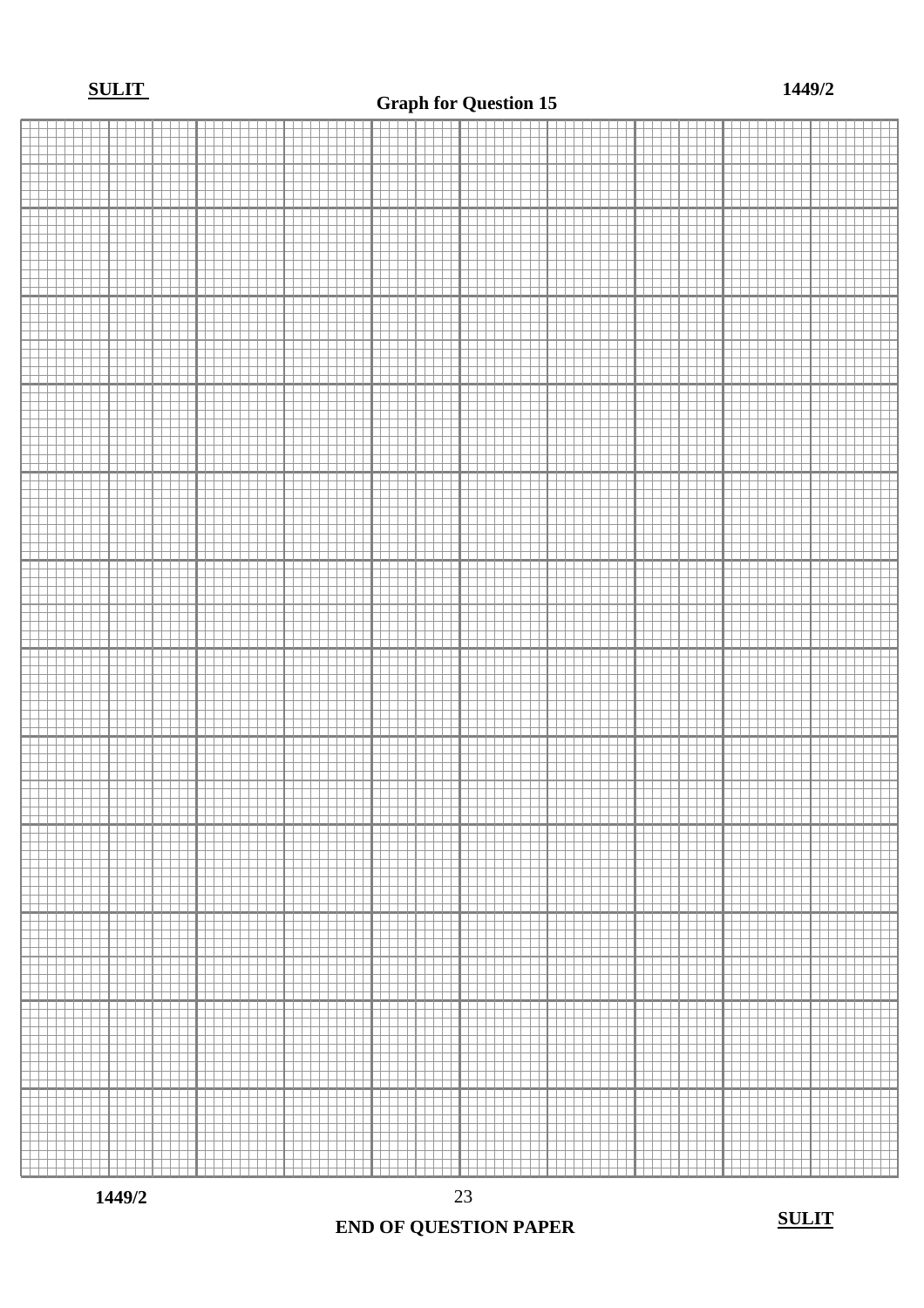**Graph for Question 15**

**END OF QUESTION PAPER**